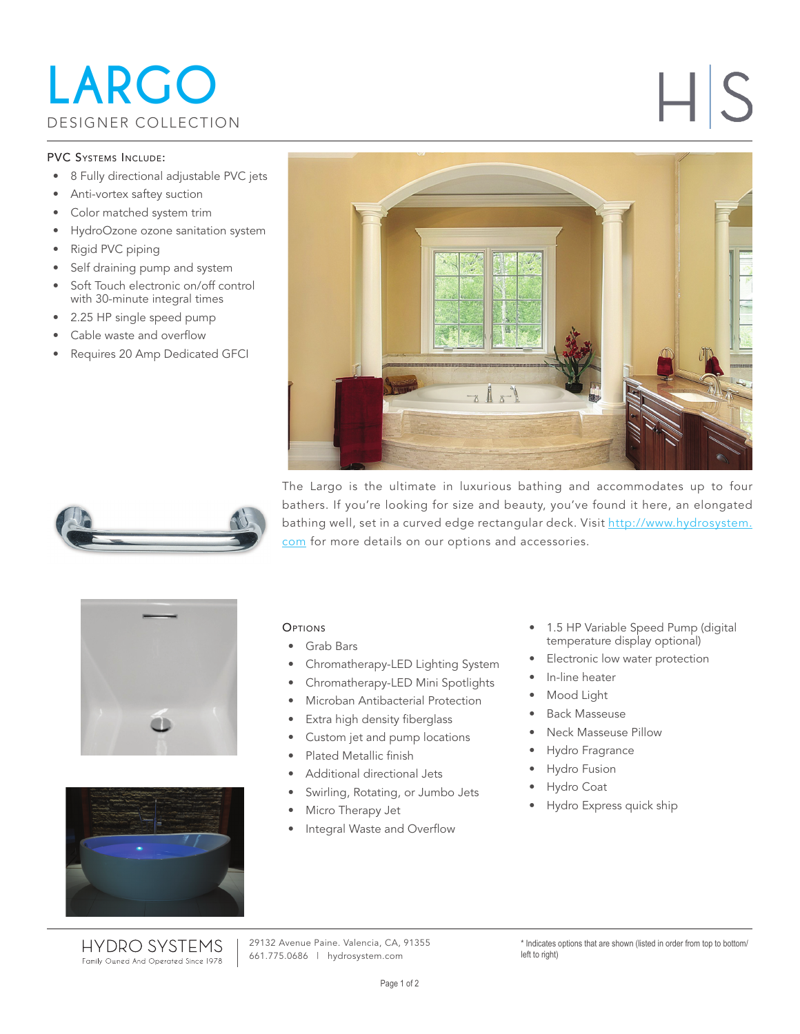# LARGO

DESIGNER COLLECTION

H|S

PVC Systems Include:

- 8 Fully directional adjustable PVC jets
- Anti-vortex saftey suction
- Color matched system trim
- HydroOzone ozone sanitation system
- Rigid PVC piping
- Self draining pump and system
- Soft Touch electronic on/off control with 30-minute integral times
- 2.25 HP single speed pump
- Cable waste and overflow
- Requires 20 Amp Dedicated GFCI

The Largo is the ultimate in luxurious bathing and accommodates up to four bathers. If you're looking for size and beauty, you've found it here, an elongated bathing well, set in a curved edge rectangular deck. Visit http://www.hydrosystem.com for more details on our options and accessories.

Options

- Grab Bars
- Chromatherapy-LED Lighting System
- Chromatherapy-LED Mini Spotlights
- Microban Antibacterial Protection
- Extra high density fiberglass
- Custom jet and pump locations
- Plated Metallic finish
- Additional directional Jets
- Swirling, Rotating, or Jumbo Jets
- Micro Therapy Jet
- Integral Waste and Overflow
- 1.5 HP Variable Speed Pump (digital temperature display optional)
- Electronic low water protection
- In-line heater
- Mood Light
- Back Masseuse
- Neck Masseuse Pillow
- Hydro Fragrance
- Hydro Fusion
- Hydro Coat
- Hydro Express quick ship

HYDRO SYSTEMS
Family Owned And Operated Since 1978

29132 Avenue Paine. Valencia, CA, 91355
661.775.0686 | hydrosystem.com

* Indicates options that are shown (listed in order from top to bottom/ left to right)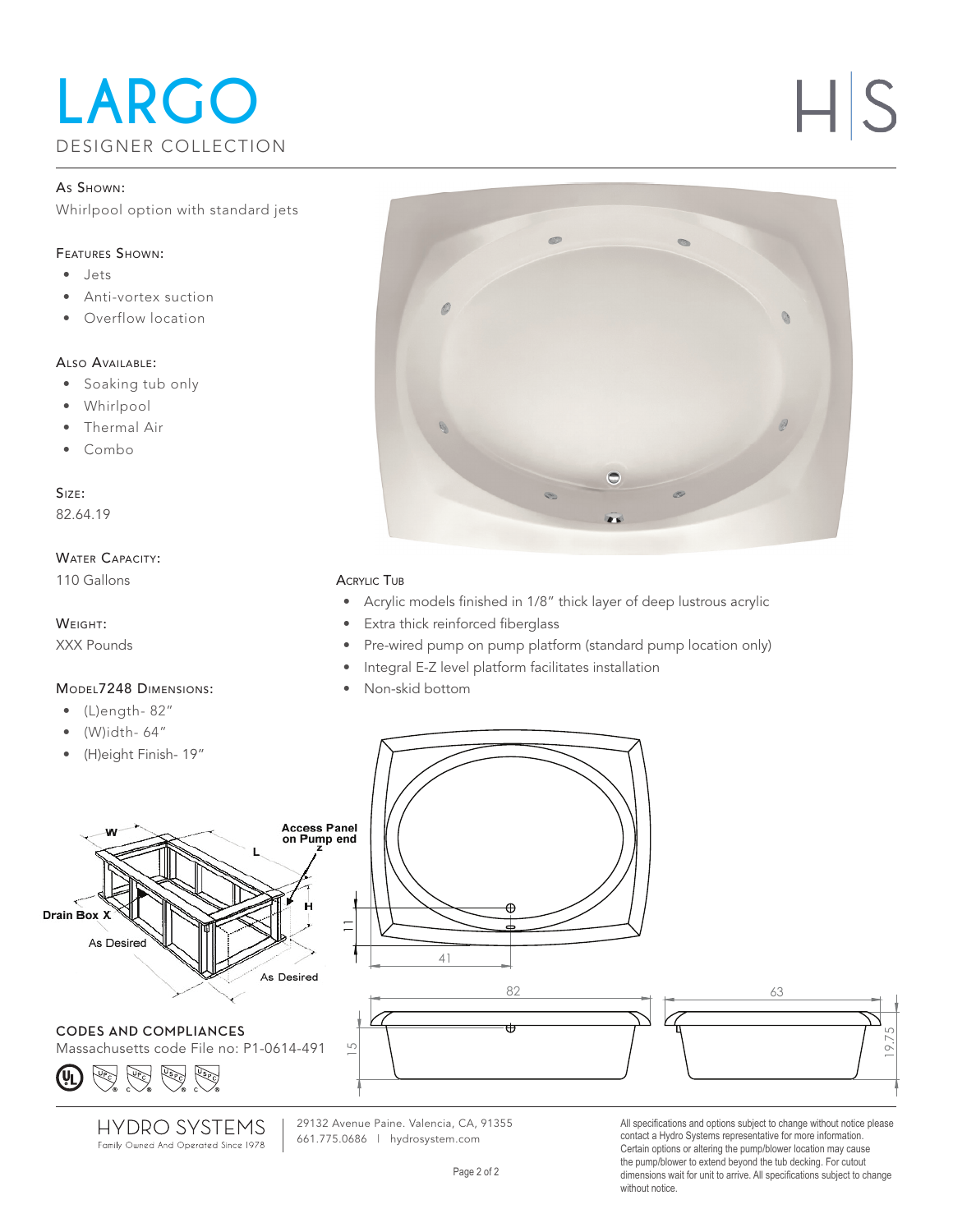# LARGO

DESIGNER COLLECTION

H|S

### As Shown:

Whirlpool option with standard jets

### Features Shown:

- Jets
- Anti-vortex suction
- Overflow location

### Also Available:

- Soaking tub only
- Whirlpool
- Thermal Air
- Combo

### Size:

82.64.19

### Water Capacity:

110 Gallons

### Weight:

XXX Pounds

### Model7248 Dimensions:

- (L)ength- 82"
- (W)idth- 64"
- (H)eight Finish- 19"

### Acrylic Tub

- Acrylic models finished in 1/8" thick layer of deep lustrous acrylic
- Extra thick reinforced fiberglass
- Pre-wired pump on pump platform (standard pump location only)
- Integral E-Z level platform facilitates installation
- Non-skid bottom

W

L

Access Panel on Pump end

Z

H

Drain Box X

As Desired

As Desired

11

41

82

63

15

19.75

### CODES AND COMPLIANCES

Massachusetts code File no: P1-0614-491

HYDRO SYSTEMS
Family Owned And Operated Since 1978

29132 Avenue Paine. Valencia, CA, 91355
661.775.0686 | hydrosystem.com

All specifications and options subject to change without notice please contact a Hydro Systems representative for more information. Certain options or altering the pump/blower location may cause the pump/blower to extend beyond the tub decking. For cutout dimensions wait for unit to arrive. All specifications subject to change without notice.